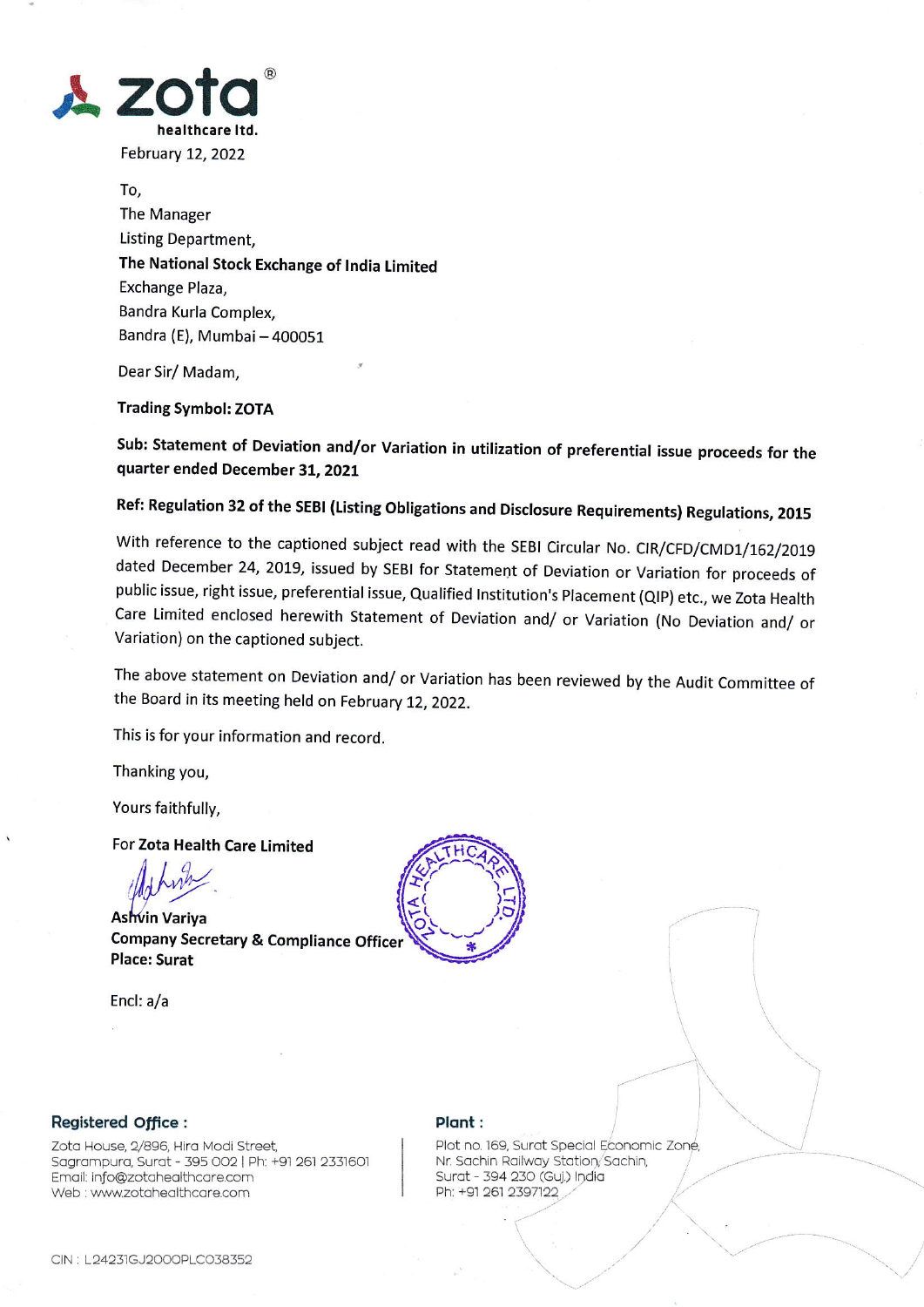zota healthcare ltd.

February 12, 2022

To,
The Manager
Listing Department,
**The National Stock Exchange of India Limited**
Exchange Plaza,
Bandra Kurla Complex,
Bandra (E), Mumbai – 400051

Dear Sir/ Madam,

**Trading Symbol: ZOTA**

**Sub: Statement of Deviation and/or Variation in utilization of preferential issue proceeds for the quarter ended December 31, 2021**

**Ref: Regulation 32 of the SEBI (Listing Obligations and Disclosure Requirements) Regulations, 2015**

With reference to the captioned subject read with the SEBI Circular No. CIR/CFD/CMD1/162/2019 dated December 24, 2019, issued by SEBI for Statement of Deviation or Variation for proceeds of public issue, right issue, preferential issue, Qualified Institution's Placement (QIP) etc., we Zota Health Care Limited enclosed herewith Statement of Deviation and/ or Variation (No Deviation and/ or Variation) on the captioned subject.

The above statement on Deviation and/ or Variation has been reviewed by the Audit Committee of the Board in its meeting held on February 12, 2022.

This is for your information and record.

Thanking you,

Yours faithfully,

For **Zota Health Care Limited**

**Ashvin Variya**
**Company Secretary & Compliance Officer**
**Place: Surat**

Encl: a/a

**Registered Office :**
Zota House, 2/896, Hira Modi Street,
Sagrampura, Surat - 395 002 | Ph: +91 261 2331601
Email: info@zotahealthcare.com
Web : www.zotahealthcare.com

**Plant :**
Plot no. 169, Surat Special Economic Zone,
Nr. Sachin Railway Station, Sachin,
Surat - 394 230 (Guj.) India
Ph: +91 261 2397122

CIN : L24231GJ2000PLC038352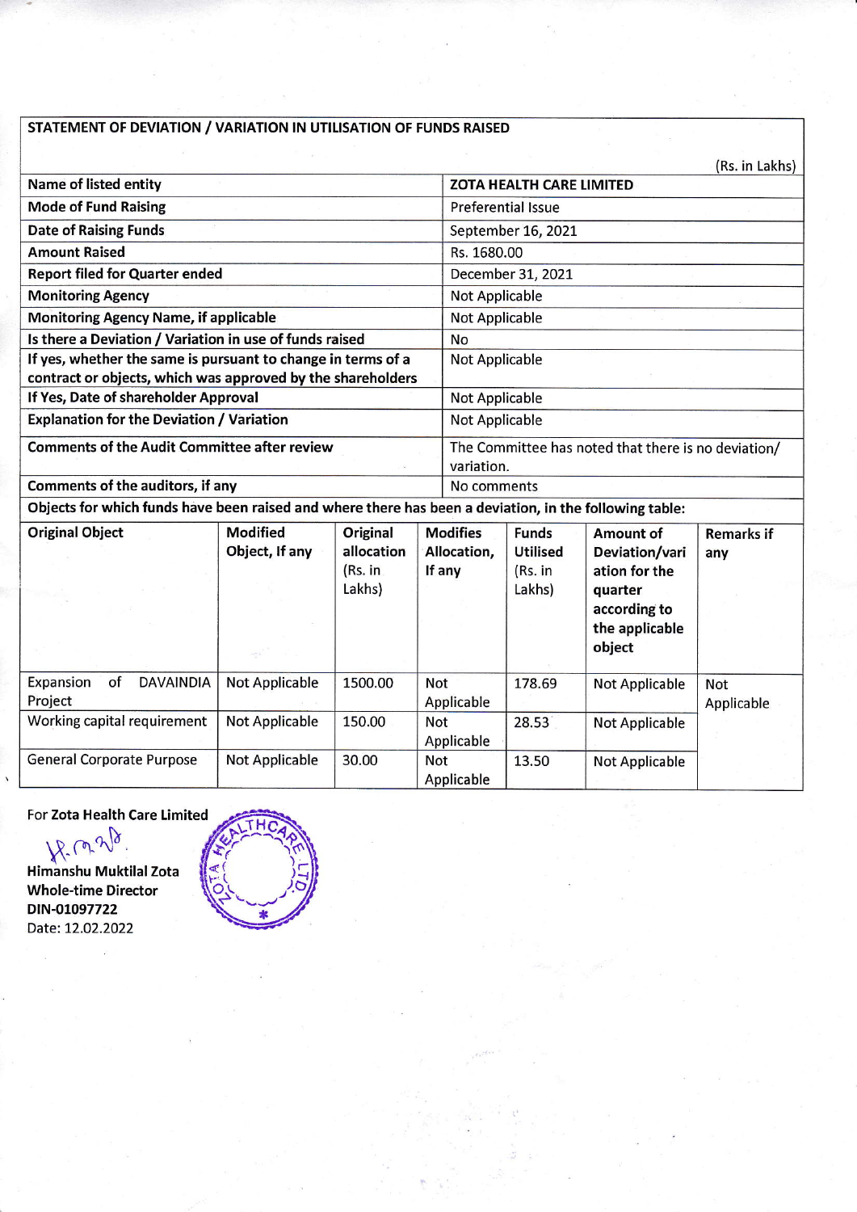**STATEMENT OF DEVIATION / VARIATION IN UTILISATION OF FUNDS RAISED**

(Rs. in Lakhs)

| | |
|---|---|
| **Name of listed entity** | **ZOTA HEALTH CARE LIMITED** |
| **Mode of Fund Raising** | Preferential Issue |
| **Date of Raising Funds** | September 16, 2021 |
| **Amount Raised** | Rs. 1680.00 |
| **Report filed for Quarter ended** | December 31, 2021 |
| **Monitoring Agency** | Not Applicable |
| **Monitoring Agency Name, if applicable** | Not Applicable |
| **Is there a Deviation / Variation in use of funds raised** | No |
| **If yes, whether the same is pursuant to change in terms of a contract or objects, which was approved by the shareholders** | Not Applicable |
| **If Yes, Date of shareholder Approval** | Not Applicable |
| **Explanation for the Deviation / Variation** | Not Applicable |
| **Comments of the Audit Committee after review** | The Committee has noted that there is no deviation/ variation. |
| **Comments of the auditors, if any** | No comments |

**Objects for which funds have been raised and where there has been a deviation, in the following table:**

| **Original Object** | **Modified Object, If any** | **Original allocation** (Rs. in Lakhs) | **Modifies Allocation, If any** | **Funds Utilised** (Rs. in Lakhs) | **Amount of Deviation/variation for the quarter according to the applicable object** | **Remarks if any** |
|---|---|---|---|---|---|---|
| Expansion of DAVAINDIA Project | Not Applicable | 1500.00 | Not Applicable | 178.69 | Not Applicable | Not Applicable |
| Working capital requirement | Not Applicable | 150.00 | Not Applicable | 28.53 | Not Applicable | |
| General Corporate Purpose | Not Applicable | 30.00 | Not Applicable | 13.50 | Not Applicable | |

For **Zota Health Care Limited**

**Himanshu Muktilal Zota**
**Whole-time Director**
**DIN-01097722**
Date: 12.02.2022